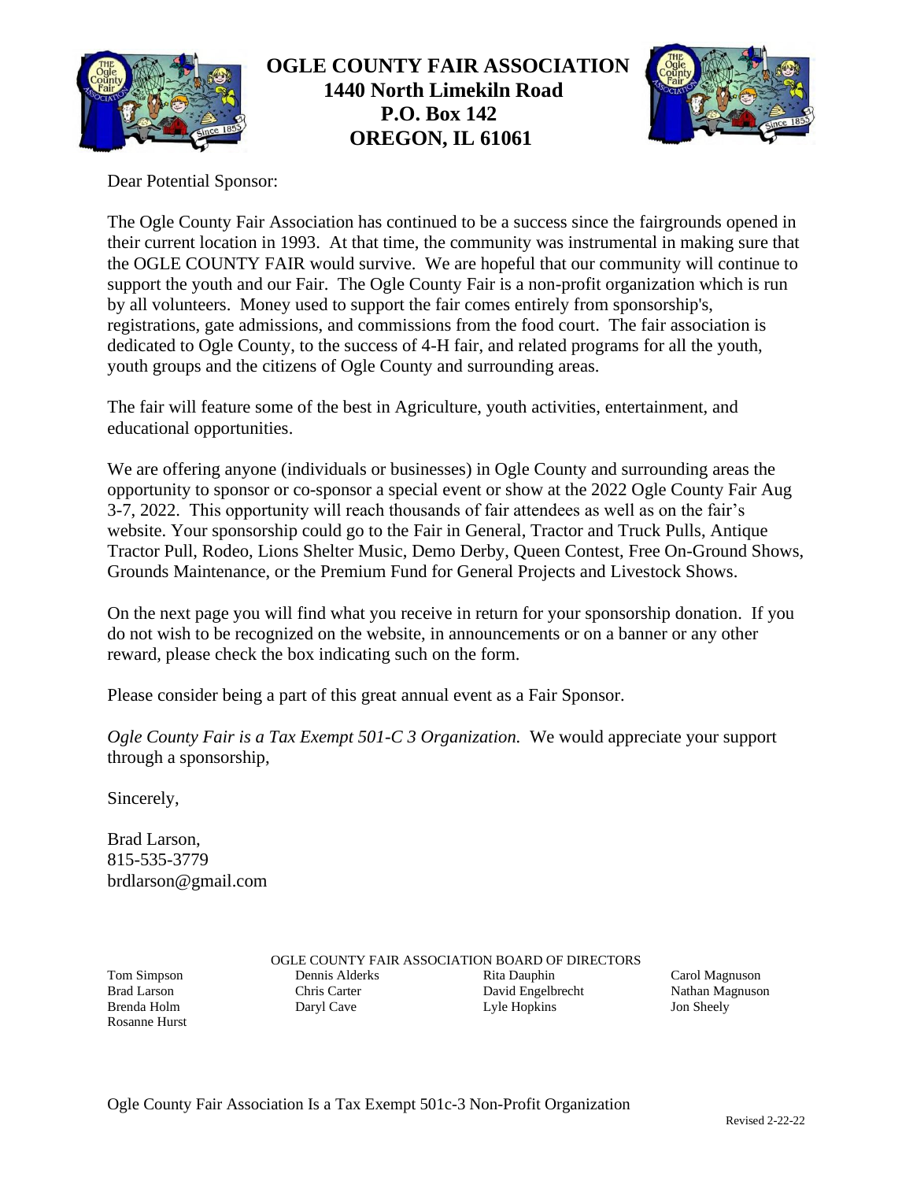# OGLE COUNTY FAIR ASSOCIATION
## 1440 North Limekiln Road
## P.O. Box 142
## OREGON, IL 61061

Dear Potential Sponsor:

The Ogle County Fair Association has continued to be a success since the fairgrounds opened in their current location in 1993. At that time, the community was instrumental in making sure that the OGLE COUNTY FAIR would survive. We are hopeful that our community will continue to support the youth and our Fair. The Ogle County Fair is a non-profit organization which is run by all volunteers. Money used to support the fair comes entirely from sponsorship's, registrations, gate admissions, and commissions from the food court. The fair association is dedicated to Ogle County, to the success of 4-H fair, and related programs for all the youth, youth groups and the citizens of Ogle County and surrounding areas.

The fair will feature some of the best in Agriculture, youth activities, entertainment, and educational opportunities.

We are offering anyone (individuals or businesses) in Ogle County and surrounding areas the opportunity to sponsor or co-sponsor a special event or show at the 2022 Ogle County Fair Aug 3-7, 2022. This opportunity will reach thousands of fair attendees as well as on the fair's website. Your sponsorship could go to the Fair in General, Tractor and Truck Pulls, Antique Tractor Pull, Rodeo, Lions Shelter Music, Demo Derby, Queen Contest, Free On-Ground Shows, Grounds Maintenance, or the Premium Fund for General Projects and Livestock Shows.

On the next page you will find what you receive in return for your sponsorship donation. If you do not wish to be recognized on the website, in announcements or on a banner or any other reward, please check the box indicating such on the form.

Please consider being a part of this great annual event as a Fair Sponsor.

*Ogle County Fair is a Tax Exempt 501-C 3 Organization.* We would appreciate your support through a sponsorship,

Sincerely,

Brad Larson,
815-535-3779
brdlarson@gmail.com

OGLE COUNTY FAIR ASSOCIATION BOARD OF DIRECTORS

Tom Simpson
Brad Larson
Brenda Holm
Rosanne Hurst
Dennis Alderks
Chris Carter
Daryl Cave
Rita Dauphin
David Engelbrecht
Lyle Hopkins
Carol Magnuson
Nathan Magnuson
Jon Sheely

Ogle County Fair Association Is a Tax Exempt 501c-3 Non-Profit Organization

Revised 2-22-22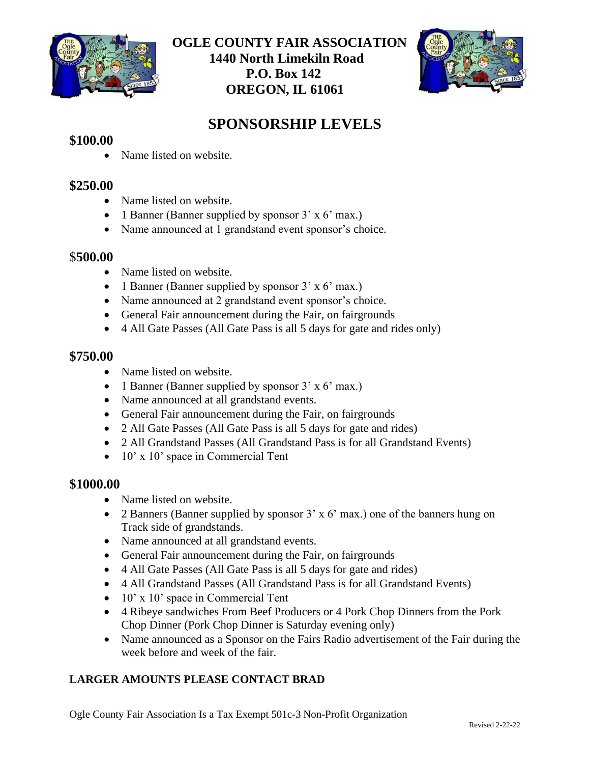# OGLE COUNTY FAIR ASSOCIATION
**1440 North Limekiln Road**
**P.O. Box 142**
**OREGON, IL 61061**

## SPONSORSHIP LEVELS

### $100.00

- Name listed on website.

### $250.00

- Name listed on website.
- 1 Banner (Banner supplied by sponsor 3' x 6' max.)
- Name announced at 1 grandstand event sponsor's choice.

### $500.00

- Name listed on website.
- 1 Banner (Banner supplied by sponsor 3' x 6' max.)
- Name announced at 2 grandstand event sponsor's choice.
- General Fair announcement during the Fair, on fairgrounds
- 4 All Gate Passes (All Gate Pass is all 5 days for gate and rides only)

### $750.00

- Name listed on website.
- 1 Banner (Banner supplied by sponsor 3' x 6' max.)
- Name announced at all grandstand events.
- General Fair announcement during the Fair, on fairgrounds
- 2 All Gate Passes (All Gate Pass is all 5 days for gate and rides)
- 2 All Grandstand Passes (All Grandstand Pass is for all Grandstand Events)
- 10' x 10' space in Commercial Tent

### $1000.00

- Name listed on website.
- 2 Banners (Banner supplied by sponsor 3' x 6' max.) one of the banners hung on Track side of grandstands.
- Name announced at all grandstand events.
- General Fair announcement during the Fair, on fairgrounds
- 4 All Gate Passes (All Gate Pass is all 5 days for gate and rides)
- 4 All Grandstand Passes (All Grandstand Pass is for all Grandstand Events)
- 10' x 10' space in Commercial Tent
- 4 Ribeye sandwiches From Beef Producers or 4 Pork Chop Dinners from the Pork Chop Dinner (Pork Chop Dinner is Saturday evening only)
- Name announced as a Sponsor on the Fairs Radio advertisement of the Fair during the week before and week of the fair.

**LARGER AMOUNTS PLEASE CONTACT BRAD**

Ogle County Fair Association Is a Tax Exempt 501c-3 Non-Profit Organization

Revised 2-22-22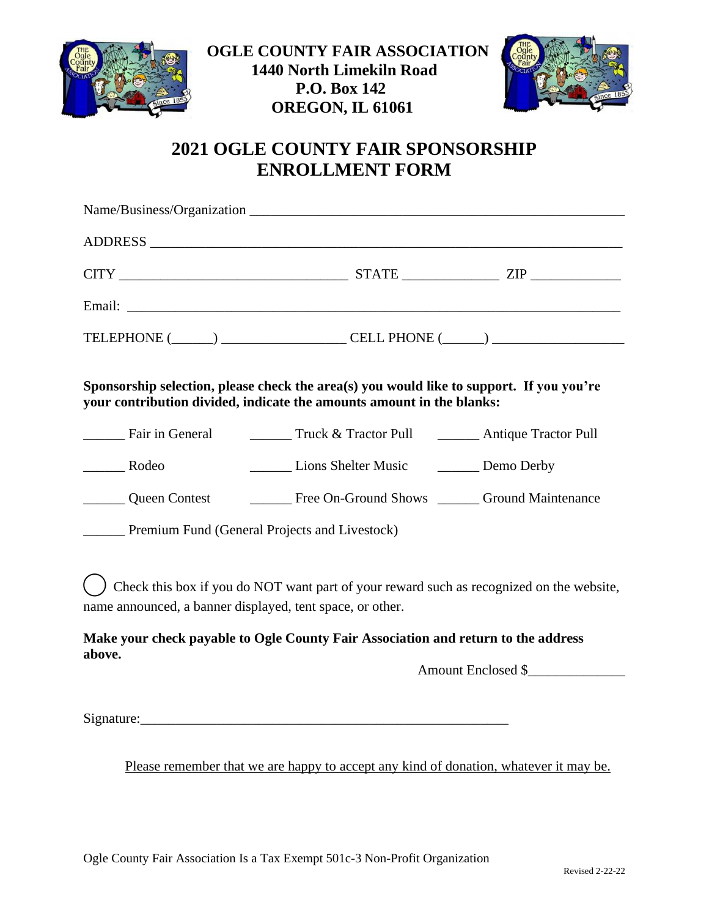**OGLE COUNTY FAIR ASSOCIATION**
**1440 North Limekiln Road**
**P.O. Box 142**
**OREGON, IL 61061**

# 2021 OGLE COUNTY FAIR SPONSORSHIP ENROLLMENT FORM

Name/Business/Organization ____________________________________________________

ADDRESS ______________________________________________________________

CITY ______________________________ STATE ____________ ZIP ___________

Email: _______________________________________________________________

TELEPHONE (_____) _______________ CELL PHONE (_____) ________________

**Sponsorship selection, please check the area(s) you would like to support. If you you're your contribution divided, indicate the amounts amount in the blanks:**

_____ Fair in General    _____ Truck & Tractor Pull    _____ Antique Tractor Pull

_____ Rodeo    _____ Lions Shelter Music    _____ Demo Derby

_____ Queen Contest    _____ Free On-Ground Shows    _____ Ground Maintenance

_____ Premium Fund (General Projects and Livestock)

◯ Check this box if you do NOT want part of your reward such as recognized on the website, name announced, a banner displayed, tent space, or other.

**Make your check payable to Ogle County Fair Association and return to the address above.**

Amount Enclosed $____________

Signature:_______________________________________________

Please remember that we are happy to accept any kind of donation, whatever it may be.

Ogle County Fair Association Is a Tax Exempt 501c-3 Non-Profit Organization

Revised 2-22-22